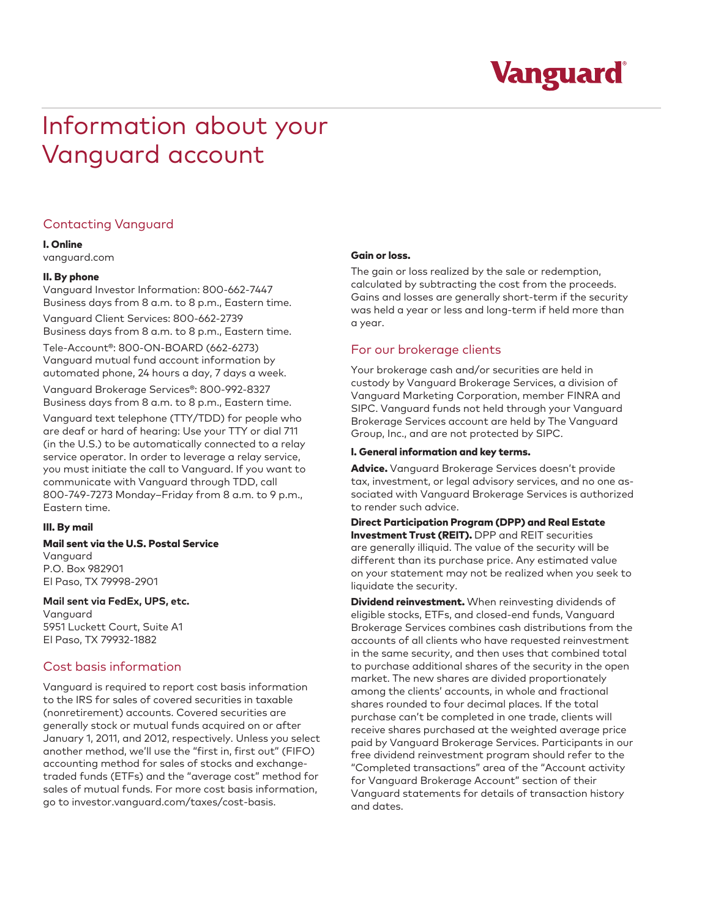Vanguard

# Information about your Vanguard account

## Contacting Vanguard

**I. Online**
vanguard.com

**II. By phone**

Vanguard Investor Information: 800-662-7447
Business days from 8 a.m. to 8 p.m., Eastern time.

Vanguard Client Services: 800-662-2739
Business days from 8 a.m. to 8 p.m., Eastern time.

Tele-Account®: 800-ON-BOARD (662-6273)
Vanguard mutual fund account information by automated phone, 24 hours a day, 7 days a week.

Vanguard Brokerage Services®: 800-992-8327
Business days from 8 a.m. to 8 p.m., Eastern time.

Vanguard text telephone (TTY/TDD) for people who are deaf or hard of hearing: Use your TTY or dial 711 (in the U.S.) to be automatically connected to a relay service operator. In order to leverage a relay service, you must initiate the call to Vanguard. If you want to communicate with Vanguard through TDD, call 800-749-7273 Monday–Friday from 8 a.m. to 9 p.m., Eastern time.

**III. By mail**

**Mail sent via the U.S. Postal Service**
Vanguard
P.O. Box 982901
El Paso, TX 79998-2901

**Mail sent via FedEx, UPS, etc.**
Vanguard
5951 Luckett Court, Suite A1
El Paso, TX 79932-1882

## Cost basis information

Vanguard is required to report cost basis information to the IRS for sales of covered securities in taxable (nonretirement) accounts. Covered securities are generally stock or mutual funds acquired on or after January 1, 2011, and 2012, respectively. Unless you select another method, we'll use the "first in, first out" (FIFO) accounting method for sales of stocks and exchange-traded funds (ETFs) and the "average cost" method for sales of mutual funds. For more cost basis information, go to investor.vanguard.com/taxes/cost-basis.

**Gain or loss.**

The gain or loss realized by the sale or redemption, calculated by subtracting the cost from the proceeds. Gains and losses are generally short-term if the security was held a year or less and long-term if held more than a year.

## For our brokerage clients

Your brokerage cash and/or securities are held in custody by Vanguard Brokerage Services, a division of Vanguard Marketing Corporation, member FINRA and SIPC. Vanguard funds not held through your Vanguard Brokerage Services account are held by The Vanguard Group, Inc., and are not protected by SIPC.

**I. General information and key terms.**

**Advice.** Vanguard Brokerage Services doesn't provide tax, investment, or legal advisory services, and no one associated with Vanguard Brokerage Services is authorized to render such advice.

**Direct Participation Program (DPP) and Real Estate Investment Trust (REIT).** DPP and REIT securities are generally illiquid. The value of the security will be different than its purchase price. Any estimated value on your statement may not be realized when you seek to liquidate the security.

**Dividend reinvestment.** When reinvesting dividends of eligible stocks, ETFs, and closed-end funds, Vanguard Brokerage Services combines cash distributions from the accounts of all clients who have requested reinvestment in the same security, and then uses that combined total to purchase additional shares of the security in the open market. The new shares are divided proportionately among the clients' accounts, in whole and fractional shares rounded to four decimal places. If the total purchase can't be completed in one trade, clients will receive shares purchased at the weighted average price paid by Vanguard Brokerage Services. Participants in our free dividend reinvestment program should refer to the "Completed transactions" area of the "Account activity for Vanguard Brokerage Account" section of their Vanguard statements for details of transaction history and dates.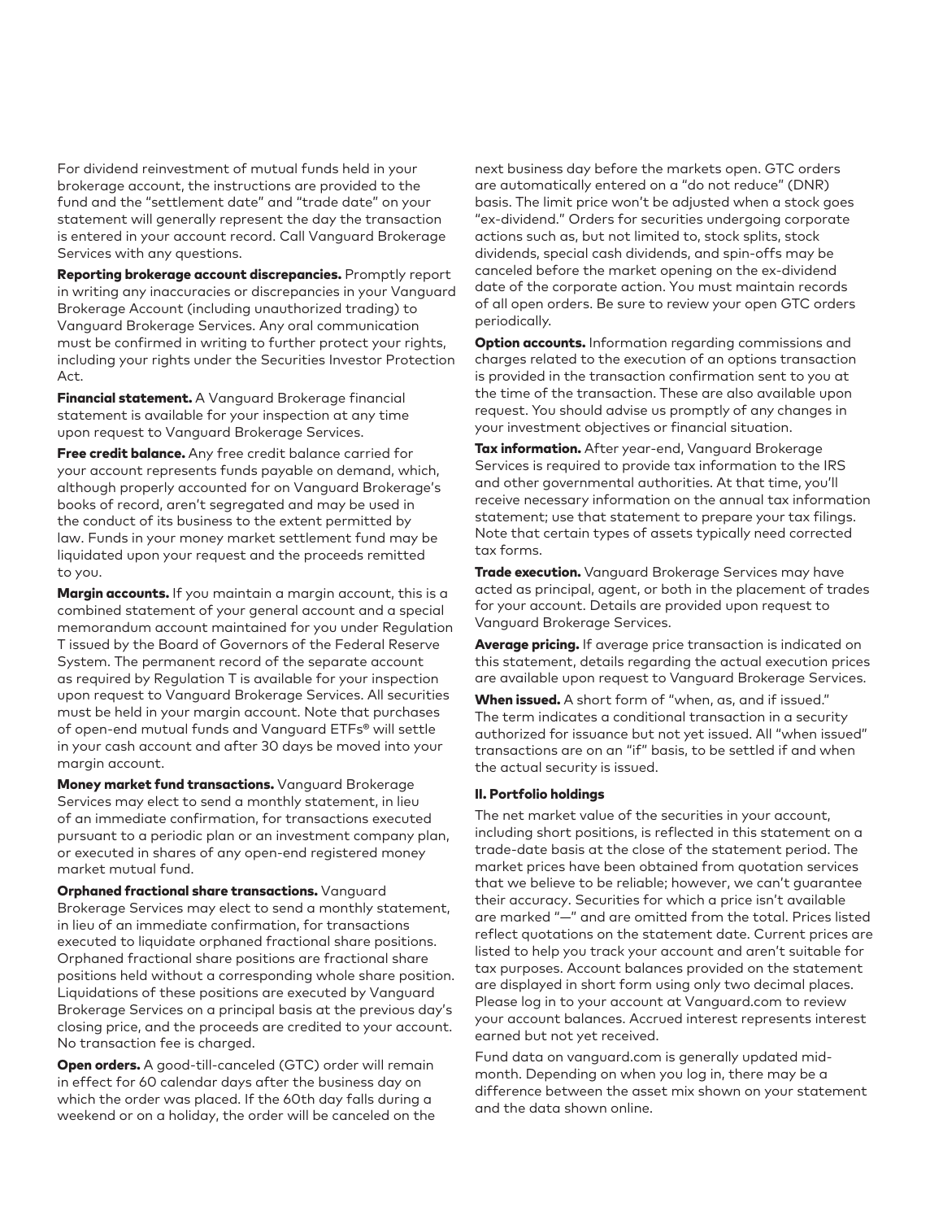For dividend reinvestment of mutual funds held in your brokerage account, the instructions are provided to the fund and the "settlement date" and "trade date" on your statement will generally represent the day the transaction is entered in your account record. Call Vanguard Brokerage Services with any questions.

**Reporting brokerage account discrepancies.** Promptly report in writing any inaccuracies or discrepancies in your Vanguard Brokerage Account (including unauthorized trading) to Vanguard Brokerage Services. Any oral communication must be confirmed in writing to further protect your rights, including your rights under the Securities Investor Protection Act.

**Financial statement.** A Vanguard Brokerage financial statement is available for your inspection at any time upon request to Vanguard Brokerage Services.

**Free credit balance.** Any free credit balance carried for your account represents funds payable on demand, which, although properly accounted for on Vanguard Brokerage's books of record, aren't segregated and may be used in the conduct of its business to the extent permitted by law. Funds in your money market settlement fund may be liquidated upon your request and the proceeds remitted to you.

**Margin accounts.** If you maintain a margin account, this is a combined statement of your general account and a special memorandum account maintained for you under Regulation T issued by the Board of Governors of the Federal Reserve System. The permanent record of the separate account as required by Regulation T is available for your inspection upon request to Vanguard Brokerage Services. All securities must be held in your margin account. Note that purchases of open-end mutual funds and Vanguard ETFs® will settle in your cash account and after 30 days be moved into your margin account.

**Money market fund transactions.** Vanguard Brokerage Services may elect to send a monthly statement, in lieu of an immediate confirmation, for transactions executed pursuant to a periodic plan or an investment company plan, or executed in shares of any open-end registered money market mutual fund.

**Orphaned fractional share transactions.** Vanguard Brokerage Services may elect to send a monthly statement, in lieu of an immediate confirmation, for transactions executed to liquidate orphaned fractional share positions. Orphaned fractional share positions are fractional share positions held without a corresponding whole share position. Liquidations of these positions are executed by Vanguard Brokerage Services on a principal basis at the previous day's closing price, and the proceeds are credited to your account. No transaction fee is charged.

**Open orders.** A good-till-canceled (GTC) order will remain in effect for 60 calendar days after the business day on which the order was placed. If the 60th day falls during a weekend or on a holiday, the order will be canceled on the next business day before the markets open. GTC orders are automatically entered on a "do not reduce" (DNR) basis. The limit price won't be adjusted when a stock goes "ex-dividend." Orders for securities undergoing corporate actions such as, but not limited to, stock splits, stock dividends, special cash dividends, and spin-offs may be canceled before the market opening on the ex-dividend date of the corporate action. You must maintain records of all open orders. Be sure to review your open GTC orders periodically.

**Option accounts.** Information regarding commissions and charges related to the execution of an options transaction is provided in the transaction confirmation sent to you at the time of the transaction. These are also available upon request. You should advise us promptly of any changes in your investment objectives or financial situation.

**Tax information.** After year-end, Vanguard Brokerage Services is required to provide tax information to the IRS and other governmental authorities. At that time, you'll receive necessary information on the annual tax information statement; use that statement to prepare your tax filings. Note that certain types of assets typically need corrected tax forms.

**Trade execution.** Vanguard Brokerage Services may have acted as principal, agent, or both in the placement of trades for your account. Details are provided upon request to Vanguard Brokerage Services.

**Average pricing.** If average price transaction is indicated on this statement, details regarding the actual execution prices are available upon request to Vanguard Brokerage Services.

**When issued.** A short form of "when, as, and if issued." The term indicates a conditional transaction in a security authorized for issuance but not yet issued. All "when issued" transactions are on an "if" basis, to be settled if and when the actual security is issued.

### II. Portfolio holdings

The net market value of the securities in your account, including short positions, is reflected in this statement on a trade-date basis at the close of the statement period. The market prices have been obtained from quotation services that we believe to be reliable; however, we can't guarantee their accuracy. Securities for which a price isn't available are marked "—" and are omitted from the total. Prices listed reflect quotations on the statement date. Current prices are listed to help you track your account and aren't suitable for tax purposes. Account balances provided on the statement are displayed in short form using only two decimal places. Please log in to your account at Vanguard.com to review your account balances. Accrued interest represents interest earned but not yet received.

Fund data on vanguard.com is generally updated mid-month. Depending on when you log in, there may be a difference between the asset mix shown on your statement and the data shown online.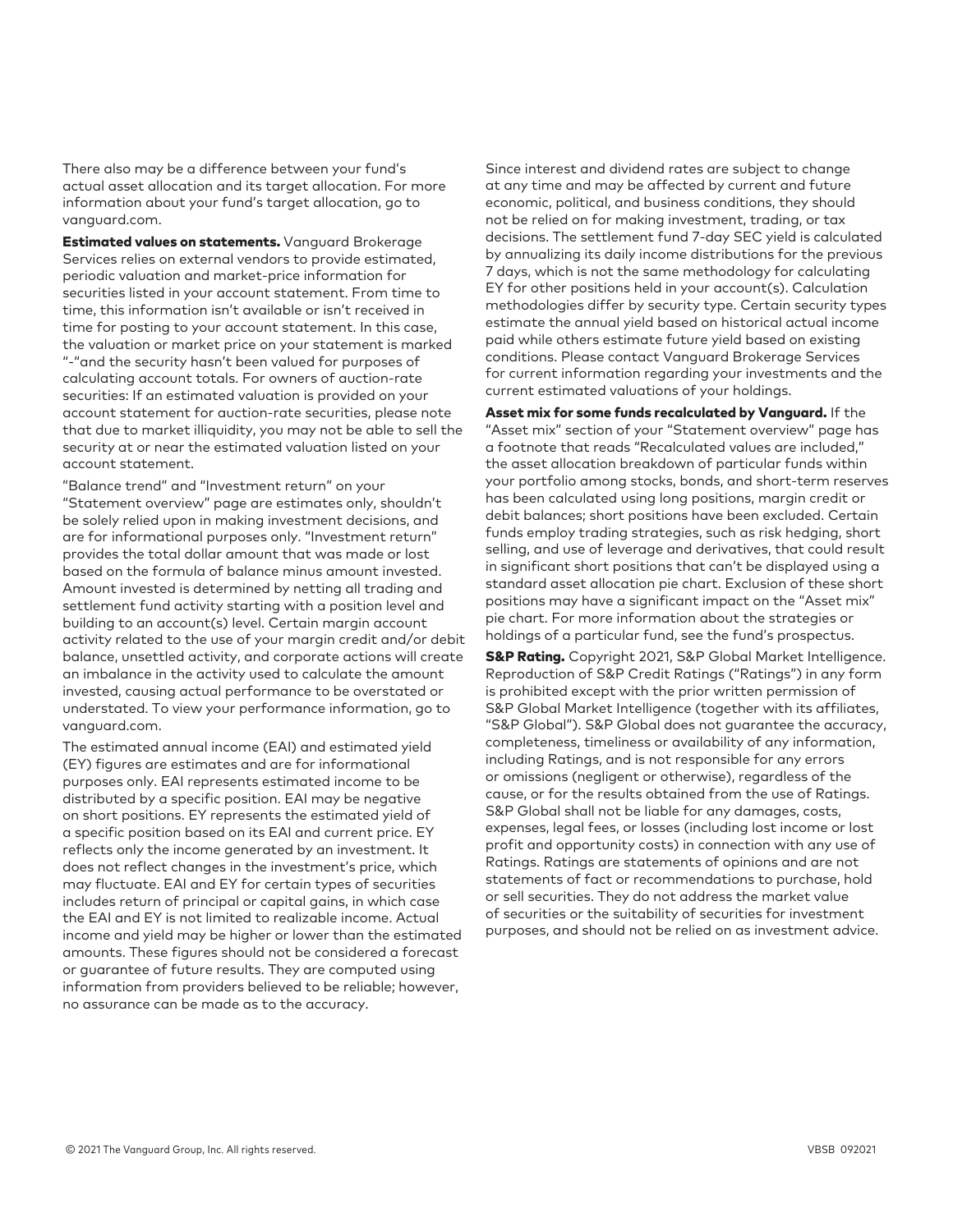There also may be a difference between your fund's actual asset allocation and its target allocation. For more information about your fund's target allocation, go to vanguard.com.

**Estimated values on statements.** Vanguard Brokerage Services relies on external vendors to provide estimated, periodic valuation and market-price information for securities listed in your account statement. From time to time, this information isn't available or isn't received in time for posting to your account statement. In this case, the valuation or market price on your statement is marked "-"and the security hasn't been valued for purposes of calculating account totals. For owners of auction-rate securities: If an estimated valuation is provided on your account statement for auction-rate securities, please note that due to market illiquidity, you may not be able to sell the security at or near the estimated valuation listed on your account statement.

"Balance trend" and "Investment return" on your "Statement overview" page are estimates only, shouldn't be solely relied upon in making investment decisions, and are for informational purposes only. "Investment return" provides the total dollar amount that was made or lost based on the formula of balance minus amount invested. Amount invested is determined by netting all trading and settlement fund activity starting with a position level and building to an account(s) level. Certain margin account activity related to the use of your margin credit and/or debit balance, unsettled activity, and corporate actions will create an imbalance in the activity used to calculate the amount invested, causing actual performance to be overstated or understated. To view your performance information, go to vanguard.com.

The estimated annual income (EAI) and estimated yield (EY) figures are estimates and are for informational purposes only. EAI represents estimated income to be distributed by a specific position. EAI may be negative on short positions. EY represents the estimated yield of a specific position based on its EAI and current price. EY reflects only the income generated by an investment. It does not reflect changes in the investment's price, which may fluctuate. EAI and EY for certain types of securities includes return of principal or capital gains, in which case the EAI and EY is not limited to realizable income. Actual income and yield may be higher or lower than the estimated amounts. These figures should not be considered a forecast or guarantee of future results. They are computed using information from providers believed to be reliable; however, no assurance can be made as to the accuracy.

Since interest and dividend rates are subject to change at any time and may be affected by current and future economic, political, and business conditions, they should not be relied on for making investment, trading, or tax decisions. The settlement fund 7-day SEC yield is calculated by annualizing its daily income distributions for the previous 7 days, which is not the same methodology for calculating EY for other positions held in your account(s). Calculation methodologies differ by security type. Certain security types estimate the annual yield based on historical actual income paid while others estimate future yield based on existing conditions. Please contact Vanguard Brokerage Services for current information regarding your investments and the current estimated valuations of your holdings.

**Asset mix for some funds recalculated by Vanguard.** If the "Asset mix" section of your "Statement overview" page has a footnote that reads "Recalculated values are included," the asset allocation breakdown of particular funds within your portfolio among stocks, bonds, and short-term reserves has been calculated using long positions, margin credit or debit balances; short positions have been excluded. Certain funds employ trading strategies, such as risk hedging, short selling, and use of leverage and derivatives, that could result in significant short positions that can't be displayed using a standard asset allocation pie chart. Exclusion of these short positions may have a significant impact on the "Asset mix" pie chart. For more information about the strategies or holdings of a particular fund, see the fund's prospectus.

**S&P Rating.** Copyright 2021, S&P Global Market Intelligence. Reproduction of S&P Credit Ratings ("Ratings") in any form is prohibited except with the prior written permission of S&P Global Market Intelligence (together with its affiliates, "S&P Global"). S&P Global does not guarantee the accuracy, completeness, timeliness or availability of any information, including Ratings, and is not responsible for any errors or omissions (negligent or otherwise), regardless of the cause, or for the results obtained from the use of Ratings. S&P Global shall not be liable for any damages, costs, expenses, legal fees, or losses (including lost income or lost profit and opportunity costs) in connection with any use of Ratings. Ratings are statements of opinions and are not statements of fact or recommendations to purchase, hold or sell securities. They do not address the market value of securities or the suitability of securities for investment purposes, and should not be relied on as investment advice.

© 2021 The Vanguard Group, Inc. All rights reserved. VBSB 092021